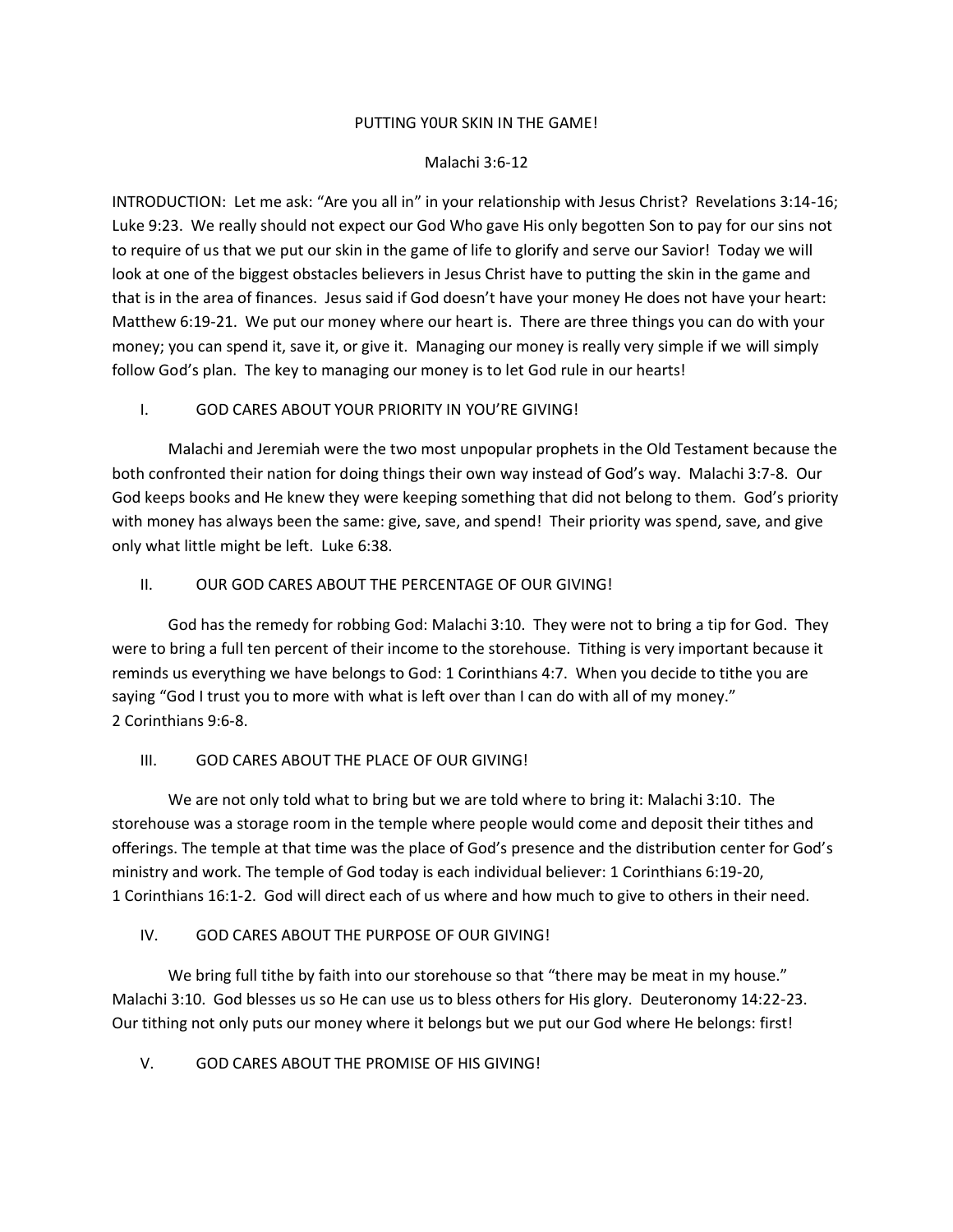# PUTTING Y0UR SKIN IN THE GAME!

Malachi 3:6-12

INTRODUCTION: Let me ask: "Are you all in" in your relationship with Jesus Christ? Revelations 3:14-16; Luke 9:23. We really should not expect our God Who gave His only begotten Son to pay for our sins not to require of us that we put our skin in the game of life to glorify and serve our Savior! Today we will look at one of the biggest obstacles believers in Jesus Christ have to putting the skin in the game and that is in the area of finances. Jesus said if God doesn't have your money He does not have your heart: Matthew 6:19-21. We put our money where our heart is. There are three things you can do with your money; you can spend it, save it, or give it. Managing our money is really very simple if we will simply follow God's plan. The key to managing our money is to let God rule in our hearts!

## I. GOD CARES ABOUT YOUR PRIORITY IN YOU'RE GIVING!

Malachi and Jeremiah were the two most unpopular prophets in the Old Testament because the both confronted their nation for doing things their own way instead of God's way. Malachi 3:7-8. Our God keeps books and He knew they were keeping something that did not belong to them. God's priority with money has always been the same: give, save, and spend! Their priority was spend, save, and give only what little might be left. Luke 6:38.

## II. OUR GOD CARES ABOUT THE PERCENTAGE OF OUR GIVING!

God has the remedy for robbing God: Malachi 3:10. They were not to bring a tip for God. They were to bring a full ten percent of their income to the storehouse. Tithing is very important because it reminds us everything we have belongs to God: 1 Corinthians 4:7. When you decide to tithe you are saying "God I trust you to more with what is left over than I can do with all of my money." 2 Corinthians 9:6-8.

## III. GOD CARES ABOUT THE PLACE OF OUR GIVING!

We are not only told what to bring but we are told where to bring it: Malachi 3:10. The storehouse was a storage room in the temple where people would come and deposit their tithes and offerings. The temple at that time was the place of God's presence and the distribution center for God's ministry and work. The temple of God today is each individual believer: 1 Corinthians 6:19-20, 1 Corinthians 16:1-2. God will direct each of us where and how much to give to others in their need.

## IV. GOD CARES ABOUT THE PURPOSE OF OUR GIVING!

We bring full tithe by faith into our storehouse so that "there may be meat in my house." Malachi 3:10. God blesses us so He can use us to bless others for His glory. Deuteronomy 14:22-23. Our tithing not only puts our money where it belongs but we put our God where He belongs: first!

## V. GOD CARES ABOUT THE PROMISE OF HIS GIVING!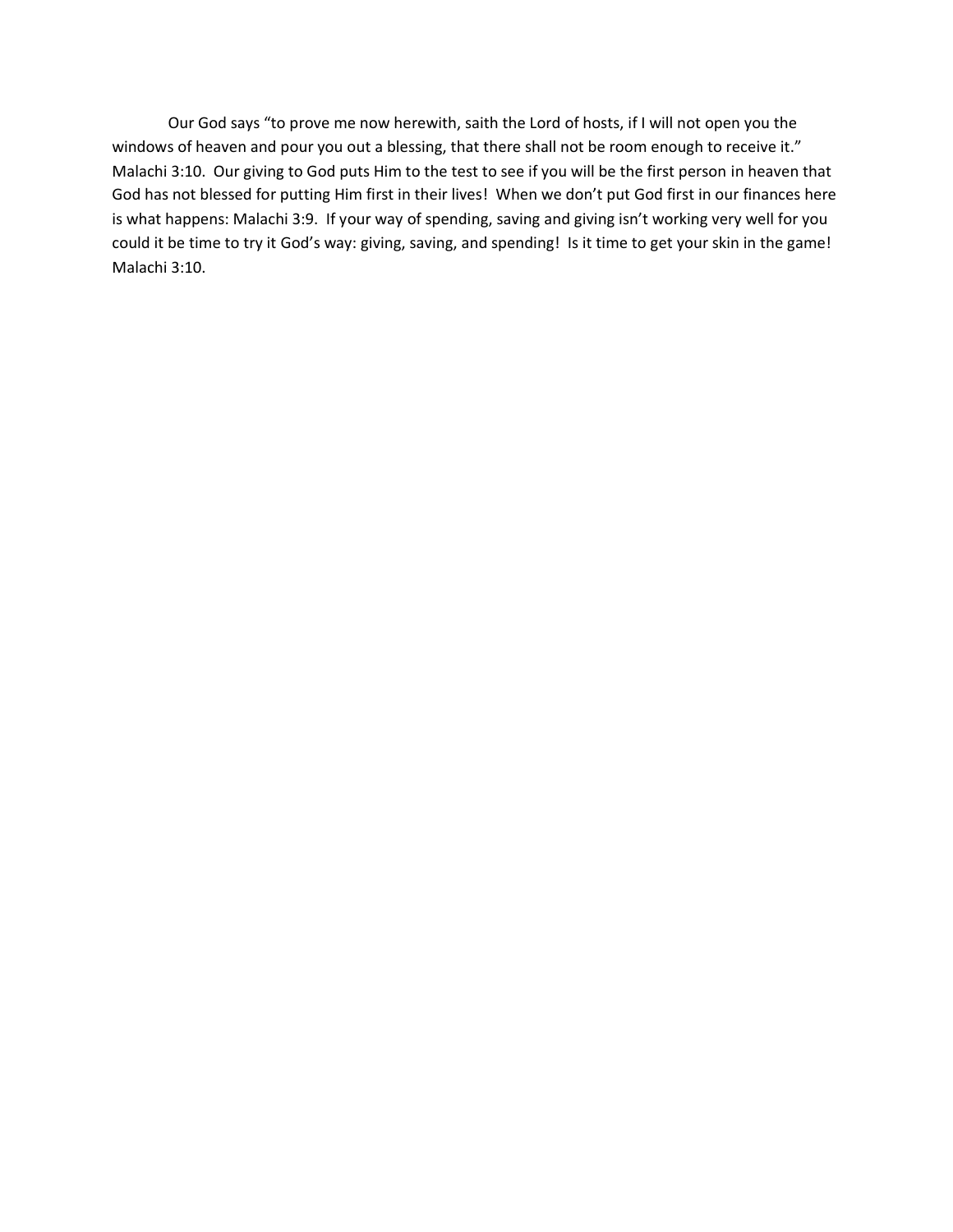Our God says "to prove me now herewith, saith the Lord of hosts, if I will not open you the windows of heaven and pour you out a blessing, that there shall not be room enough to receive it." Malachi 3:10. Our giving to God puts Him to the test to see if you will be the first person in heaven that God has not blessed for putting Him first in their lives! When we don't put God first in our finances here is what happens: Malachi 3:9. If your way of spending, saving and giving isn't working very well for you could it be time to try it God's way: giving, saving, and spending! Is it time to get your skin in the game! Malachi 3:10.